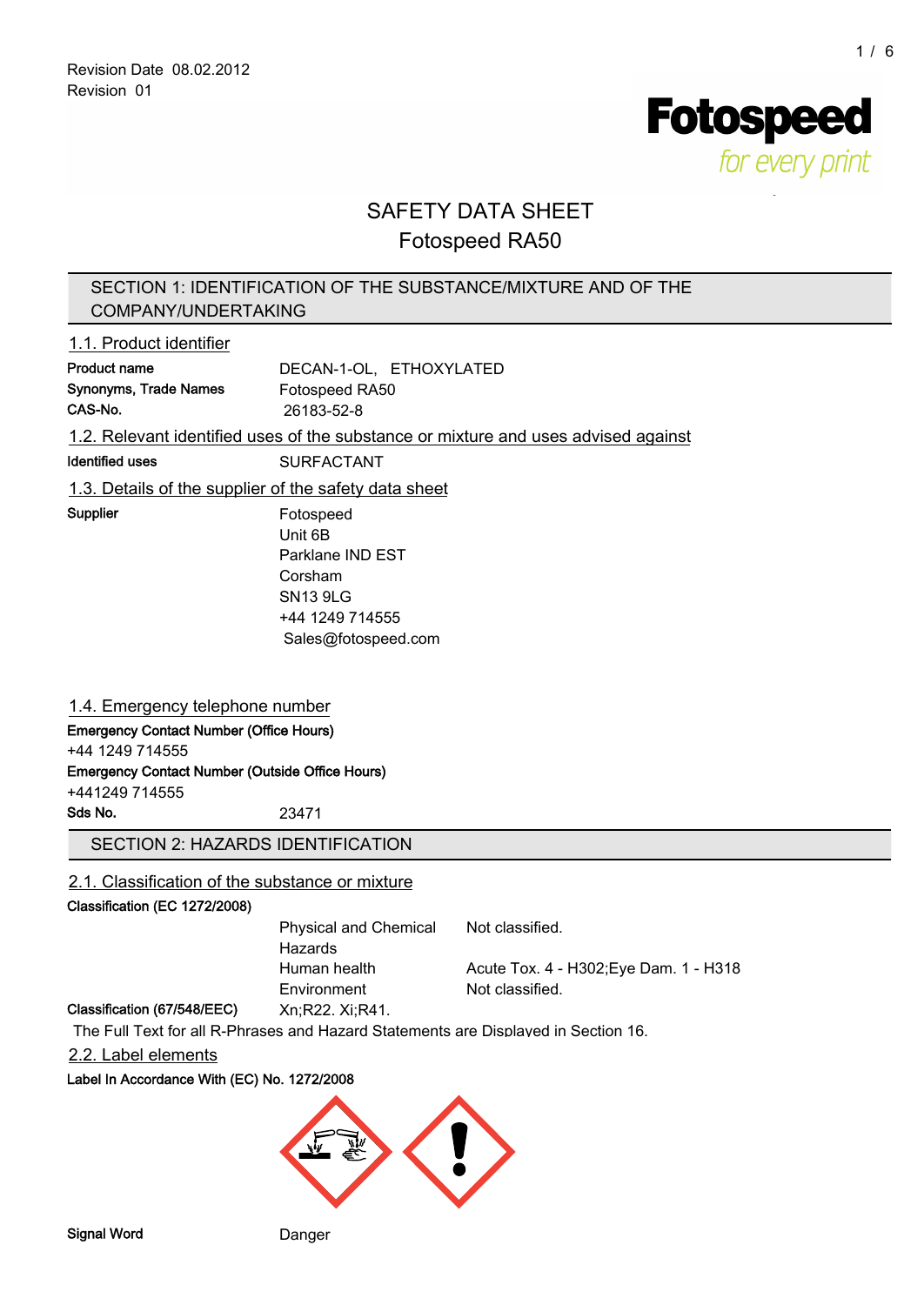Revision Date 08.02.2012
Revision 01

**Fotospeed**
*for every print*

# SAFETY DATA SHEET
# Fotospeed RA50

## SECTION 1: IDENTIFICATION OF THE SUBSTANCE/MIXTURE AND OF THE COMPANY/UNDERTAKING

### 1.1. Product identifier

**Product name** DECAN-1-OL, ETHOXYLATED
**Synonyms, Trade Names** Fotospeed RA50
**CAS-No.** 26183-52-8

### 1.2. Relevant identified uses of the substance or mixture and uses advised against

**Identified uses** SURFACTANT

### 1.3. Details of the supplier of the safety data sheet

**Supplier**
Fotospeed
Unit 6B
Parklane IND EST
Corsham
SN13 9LG
+44 1249 714555
Sales@fotospeed.com

### 1.4. Emergency telephone number

**Emergency Contact Number (Office Hours)**
+44 1249 714555
**Emergency Contact Number (Outside Office Hours)**
+441249 714555
**Sds No.** 23471

## SECTION 2: HAZARDS IDENTIFICATION

### 2.1. Classification of the substance or mixture

**Classification (EC 1272/2008)**

| | |
|---|---|
| Physical and Chemical Hazards | Not classified. |
| Human health | Acute Tox. 4 - H302;Eye Dam. 1 - H318 |
| Environment | Not classified. |

**Classification (67/548/EEC)** Xn;R22. Xi;R41.

The Full Text for all R-Phrases and Hazard Statements are Displayed in Section 16.

### 2.2. Label elements

**Label In Accordance With (EC) No. 1272/2008**

**Signal Word** Danger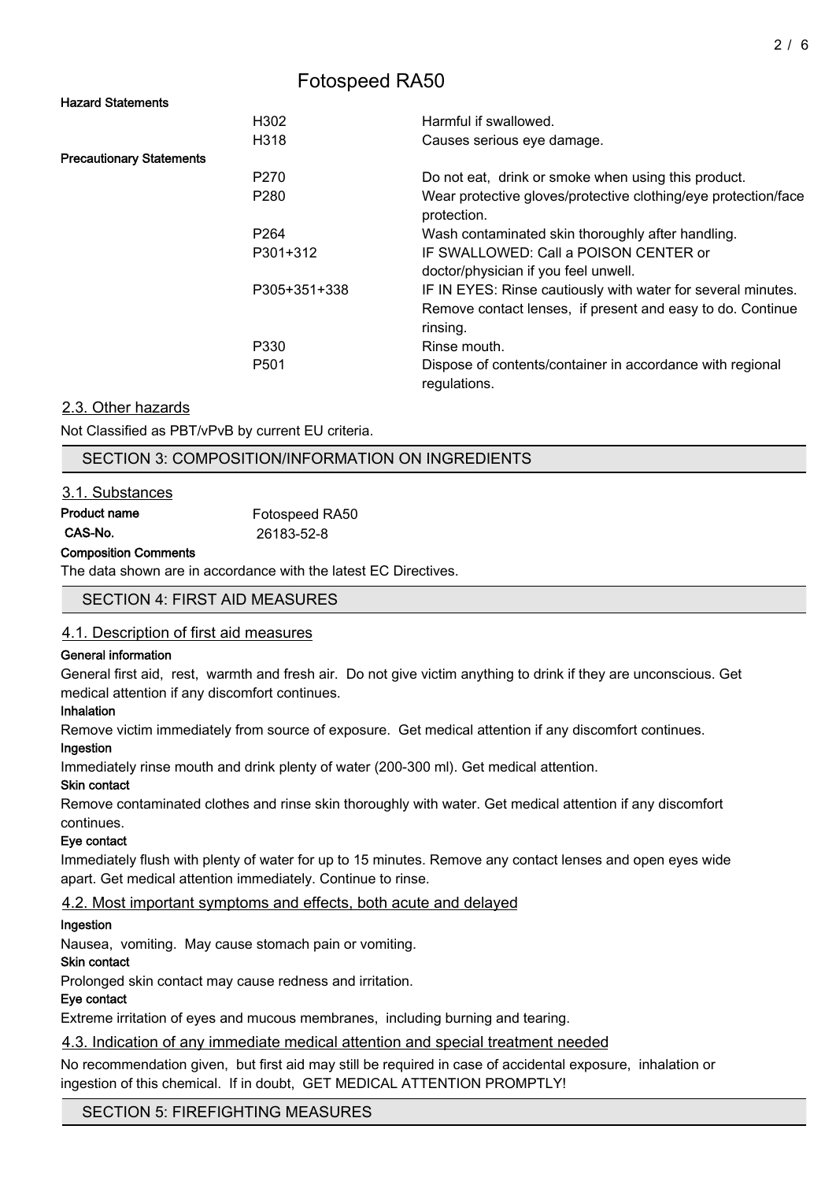### Hazard Statements

| | |
|---|---|
| H302 | Harmful if swallowed. |
| H318 | Causes serious eye damage. |

### Precautionary Statements

| | |
|---|---|
| P270 | Do not eat, drink or smoke when using this product. |
| P280 | Wear protective gloves/protective clothing/eye protection/face protection. |
| P264 | Wash contaminated skin thoroughly after handling. |
| P301+312 | IF SWALLOWED: Call a POISON CENTER or doctor/physician if you feel unwell. |
| P305+351+338 | IF IN EYES: Rinse cautiously with water for several minutes. Remove contact lenses, if present and easy to do. Continue rinsing. |
| P330 | Rinse mouth. |
| P501 | Dispose of contents/container in accordance with regional regulations. |

### 2.3. Other hazards

Not Classified as PBT/vPvB by current EU criteria.

## SECTION 3: COMPOSITION/INFORMATION ON INGREDIENTS

### 3.1. Substances

**Product name** Fotospeed RA50

**CAS-No.** 26183-52-8

**Composition Comments**

The data shown are in accordance with the latest EC Directives.

## SECTION 4: FIRST AID MEASURES

### 4.1. Description of first aid measures

**General information**

General first aid, rest, warmth and fresh air. Do not give victim anything to drink if they are unconscious. Get medical attention if any discomfort continues.

**Inhalation**

Remove victim immediately from source of exposure. Get medical attention if any discomfort continues.

**Ingestion**

Immediately rinse mouth and drink plenty of water (200-300 ml). Get medical attention.

**Skin contact**

Remove contaminated clothes and rinse skin thoroughly with water. Get medical attention if any discomfort continues.

**Eye contact**

Immediately flush with plenty of water for up to 15 minutes. Remove any contact lenses and open eyes wide apart. Get medical attention immediately. Continue to rinse.

### 4.2. Most important symptoms and effects, both acute and delayed

**Ingestion**

Nausea, vomiting. May cause stomach pain or vomiting.

**Skin contact**

Prolonged skin contact may cause redness and irritation.

**Eye contact**

Extreme irritation of eyes and mucous membranes, including burning and tearing.

### 4.3. Indication of any immediate medical attention and special treatment needed

No recommendation given, but first aid may still be required in case of accidental exposure, inhalation or ingestion of this chemical. If in doubt, GET MEDICAL ATTENTION PROMPTLY!

## SECTION 5: FIREFIGHTING MEASURES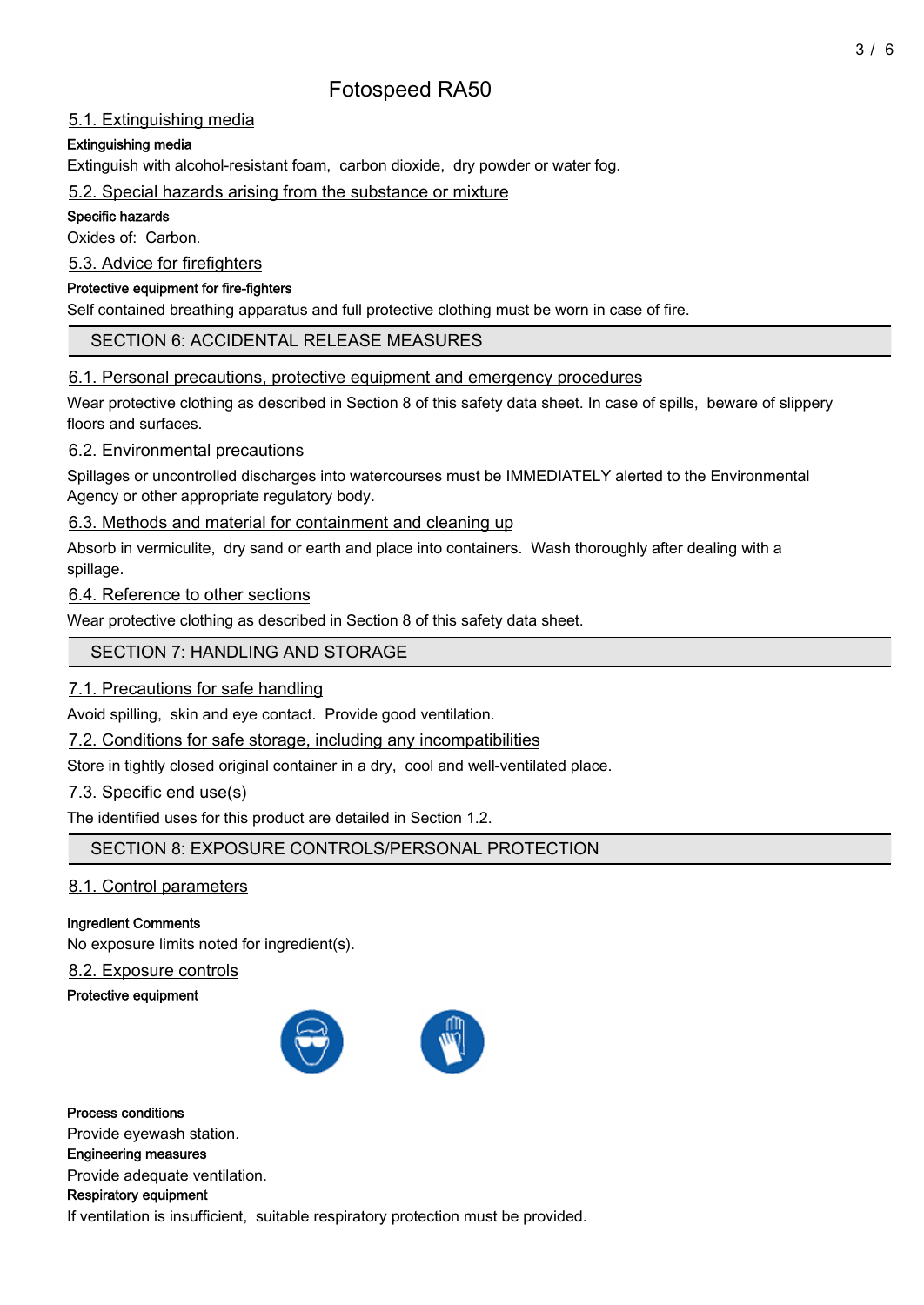## 5.1. Extinguishing media

**Extinguishing media**

Extinguish with alcohol-resistant foam, carbon dioxide, dry powder or water fog.

## 5.2. Special hazards arising from the substance or mixture

**Specific hazards**

Oxides of: Carbon.

## 5.3. Advice for firefighters

**Protective equipment for fire-fighters**

Self contained breathing apparatus and full protective clothing must be worn in case of fire.

# SECTION 6: ACCIDENTAL RELEASE MEASURES

## 6.1. Personal precautions, protective equipment and emergency procedures

Wear protective clothing as described in Section 8 of this safety data sheet. In case of spills, beware of slippery floors and surfaces.

## 6.2. Environmental precautions

Spillages or uncontrolled discharges into watercourses must be IMMEDIATELY alerted to the Environmental Agency or other appropriate regulatory body.

## 6.3. Methods and material for containment and cleaning up

Absorb in vermiculite, dry sand or earth and place into containers. Wash thoroughly after dealing with a spillage.

## 6.4. Reference to other sections

Wear protective clothing as described in Section 8 of this safety data sheet.

# SECTION 7: HANDLING AND STORAGE

## 7.1. Precautions for safe handling

Avoid spilling, skin and eye contact. Provide good ventilation.

## 7.2. Conditions for safe storage, including any incompatibilities

Store in tightly closed original container in a dry, cool and well-ventilated place.

## 7.3. Specific end use(s)

The identified uses for this product are detailed in Section 1.2.

# SECTION 8: EXPOSURE CONTROLS/PERSONAL PROTECTION

## 8.1. Control parameters

**Ingredient Comments**

No exposure limits noted for ingredient(s).

## 8.2. Exposure controls

**Protective equipment**

**Process conditions**

Provide eyewash station.

**Engineering measures**

Provide adequate ventilation.

**Respiratory equipment**

If ventilation is insufficient, suitable respiratory protection must be provided.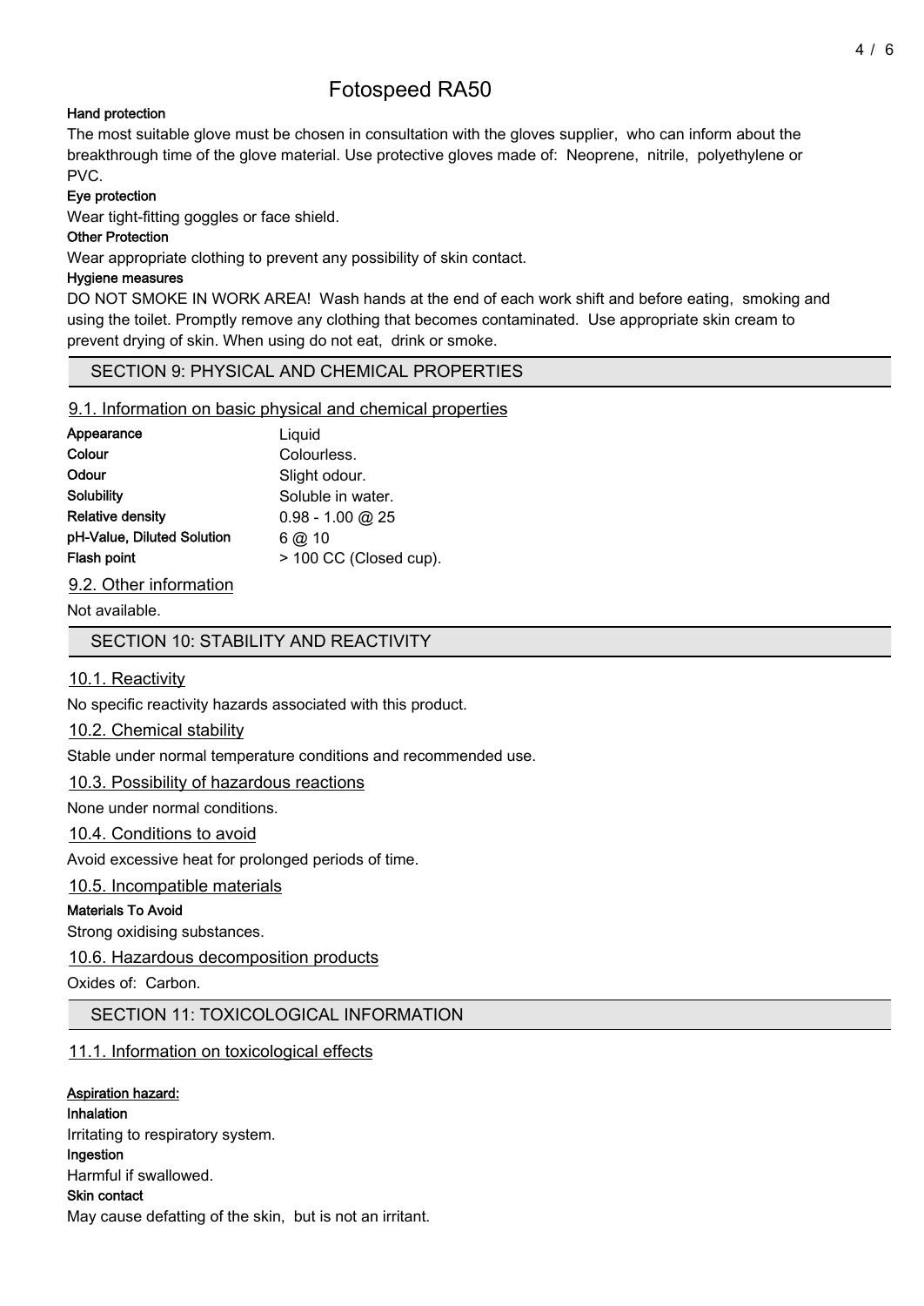**Hand protection**

The most suitable glove must be chosen in consultation with the gloves supplier, who can inform about the breakthrough time of the glove material. Use protective gloves made of: Neoprene, nitrile, polyethylene or PVC.

**Eye protection**

Wear tight-fitting goggles or face shield.

**Other Protection**

Wear appropriate clothing to prevent any possibility of skin contact.

**Hygiene measures**

DO NOT SMOKE IN WORK AREA! Wash hands at the end of each work shift and before eating, smoking and using the toilet. Promptly remove any clothing that becomes contaminated. Use appropriate skin cream to prevent drying of skin. When using do not eat, drink or smoke.

## SECTION 9: PHYSICAL AND CHEMICAL PROPERTIES

### 9.1. Information on basic physical and chemical properties

| | |
|---|---|
| **Appearance** | Liquid |
| **Colour** | Colourless. |
| **Odour** | Slight odour. |
| **Solubility** | Soluble in water. |
| **Relative density** | 0.98 - 1.00 @ 25 |
| **pH-Value, Diluted Solution** | 6 @ 10 |
| **Flash point** | > 100 CC (Closed cup). |

### 9.2. Other information

Not available.

## SECTION 10: STABILITY AND REACTIVITY

### 10.1. Reactivity

No specific reactivity hazards associated with this product.

### 10.2. Chemical stability

Stable under normal temperature conditions and recommended use.

### 10.3. Possibility of hazardous reactions

None under normal conditions.

### 10.4. Conditions to avoid

Avoid excessive heat for prolonged periods of time.

### 10.5. Incompatible materials

**Materials To Avoid**

Strong oxidising substances.

### 10.6. Hazardous decomposition products

Oxides of: Carbon.

## SECTION 11: TOXICOLOGICAL INFORMATION

### 11.1. Information on toxicological effects

**Aspiration hazard:**

**Inhalation**

Irritating to respiratory system.

**Ingestion**

Harmful if swallowed.

**Skin contact**

May cause defatting of the skin, but is not an irritant.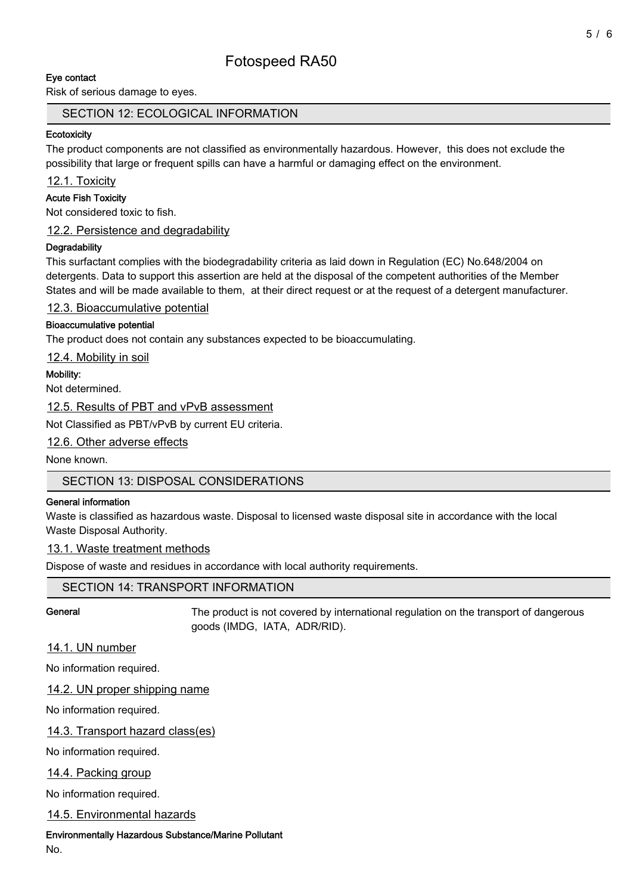# Fotospeed RA50

**Eye contact**

Risk of serious damage to eyes.

## SECTION 12: ECOLOGICAL INFORMATION

**Ecotoxicity**

The product components are not classified as environmentally hazardous. However, this does not exclude the possibility that large or frequent spills can have a harmful or damaging effect on the environment.

### 12.1. Toxicity

**Acute Fish Toxicity**

Not considered toxic to fish.

### 12.2. Persistence and degradability

**Degradability**

This surfactant complies with the biodegradability criteria as laid down in Regulation (EC) No.648/2004 on detergents. Data to support this assertion are held at the disposal of the competent authorities of the Member States and will be made available to them, at their direct request or at the request of a detergent manufacturer.

### 12.3. Bioaccumulative potential

**Bioaccumulative potential**

The product does not contain any substances expected to be bioaccumulating.

### 12.4. Mobility in soil

**Mobility:**

Not determined.

### 12.5. Results of PBT and vPvB assessment

Not Classified as PBT/vPvB by current EU criteria.

### 12.6. Other adverse effects

None known.

## SECTION 13: DISPOSAL CONSIDERATIONS

**General information**

Waste is classified as hazardous waste. Disposal to licensed waste disposal site in accordance with the local Waste Disposal Authority.

### 13.1. Waste treatment methods

Dispose of waste and residues in accordance with local authority requirements.

## SECTION 14: TRANSPORT INFORMATION

**General** The product is not covered by international regulation on the transport of dangerous goods (IMDG, IATA, ADR/RID).

### 14.1. UN number

No information required.

### 14.2. UN proper shipping name

No information required.

### 14.3. Transport hazard class(es)

No information required.

### 14.4. Packing group

No information required.

### 14.5. Environmental hazards

**Environmentally Hazardous Substance/Marine Pollutant**

No.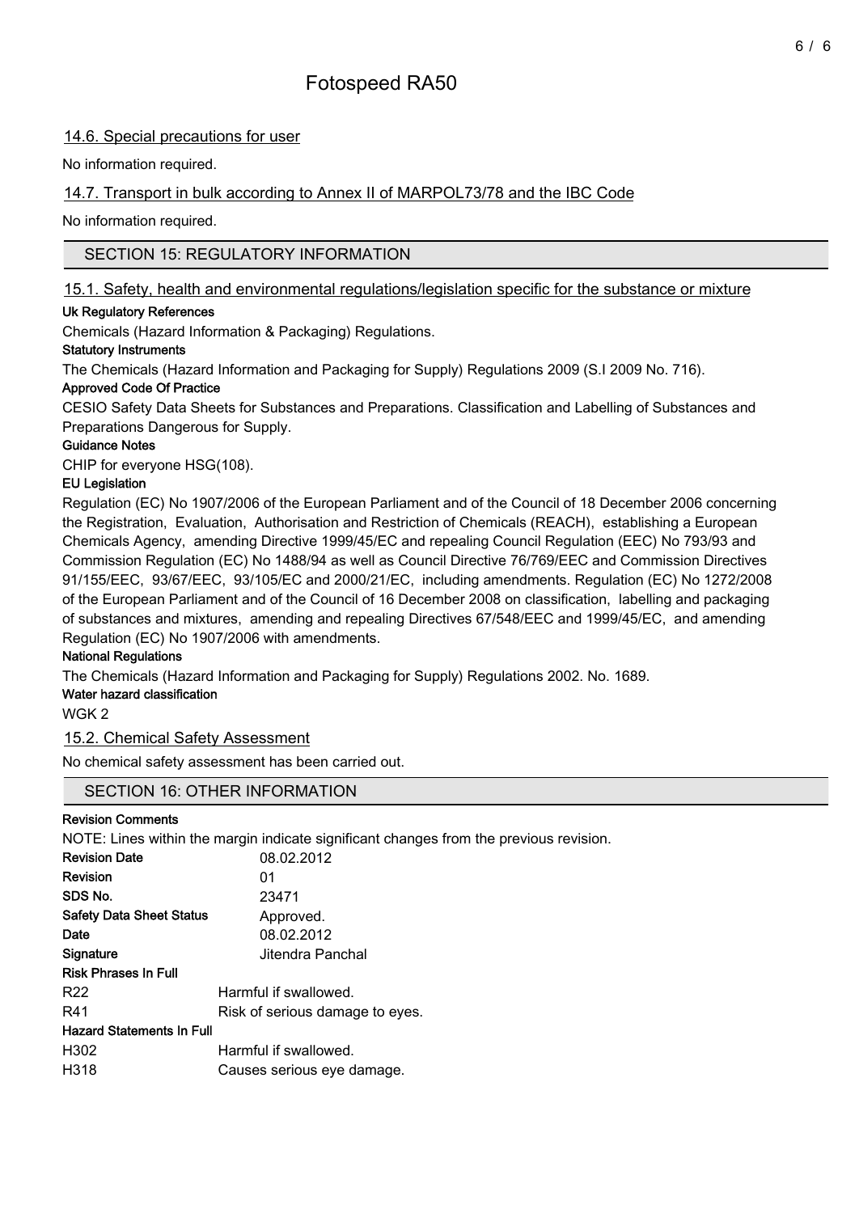### 14.6. Special precautions for user

No information required.

### 14.7. Transport in bulk according to Annex II of MARPOL73/78 and the IBC Code

No information required.

## SECTION 15: REGULATORY INFORMATION

### 15.1. Safety, health and environmental regulations/legislation specific for the substance or mixture

**Uk Regulatory References**

Chemicals (Hazard Information & Packaging) Regulations.

**Statutory Instruments**

The Chemicals (Hazard Information and Packaging for Supply) Regulations 2009 (S.I 2009 No. 716).

**Approved Code Of Practice**

CESIO Safety Data Sheets for Substances and Preparations. Classification and Labelling of Substances and Preparations Dangerous for Supply.

**Guidance Notes**

CHIP for everyone HSG(108).

**EU Legislation**

Regulation (EC) No 1907/2006 of the European Parliament and of the Council of 18 December 2006 concerning the Registration, Evaluation, Authorisation and Restriction of Chemicals (REACH), establishing a European Chemicals Agency, amending Directive 1999/45/EC and repealing Council Regulation (EEC) No 793/93 and Commission Regulation (EC) No 1488/94 as well as Council Directive 76/769/EEC and Commission Directives 91/155/EEC, 93/67/EEC, 93/105/EC and 2000/21/EC, including amendments. Regulation (EC) No 1272/2008 of the European Parliament and of the Council of 16 December 2008 on classification, labelling and packaging of substances and mixtures, amending and repealing Directives 67/548/EEC and 1999/45/EC, and amending Regulation (EC) No 1907/2006 with amendments.

**National Regulations**

The Chemicals (Hazard Information and Packaging for Supply) Regulations 2002. No. 1689.

**Water hazard classification**

WGK 2

### 15.2. Chemical Safety Assessment

No chemical safety assessment has been carried out.

## SECTION 16: OTHER INFORMATION

**Revision Comments**

NOTE: Lines within the margin indicate significant changes from the previous revision.

| | |
|---|---|
| **Revision Date** | 08.02.2012 |
| **Revision** | 01 |
| **SDS No.** | 23471 |
| **Safety Data Sheet Status** | Approved. |
| **Date** | 08.02.2012 |
| **Signature** | Jitendra Panchal |

**Risk Phrases In Full**

| | |
|---|---|
| R22 | Harmful if swallowed. |
| R41 | Risk of serious damage to eyes. |

**Hazard Statements In Full**

| | |
|---|---|
| H302 | Harmful if swallowed. |
| H318 | Causes serious eye damage. |